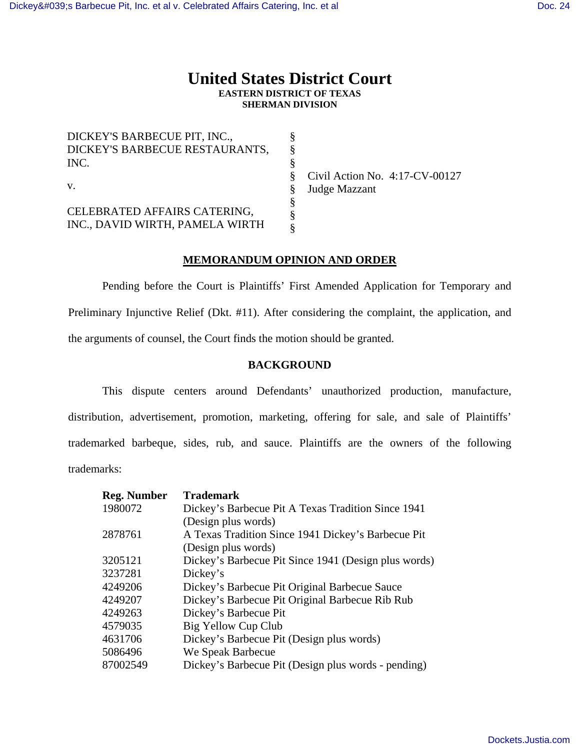# United States District Court
**EASTERN DISTRICT OF TEXAS**
**SHERMAN DIVISION**

| | | |
|---|---|---|
| DICKEY'S BARBECUE PIT, INC., DICKEY'S BARBECUE RESTAURANTS, INC. | § | |
| v. | § | Civil Action No. 4:17-CV-00127 Judge Mazzant |
| CELEBRATED AFFAIRS CATERING, INC., DAVID WIRTH, PAMELA WIRTH | § | |

## MEMORANDUM OPINION AND ORDER

Pending before the Court is Plaintiffs' First Amended Application for Temporary and Preliminary Injunctive Relief (Dkt. #11). After considering the complaint, the application, and the arguments of counsel, the Court finds the motion should be granted.

## BACKGROUND

This dispute centers around Defendants' unauthorized production, manufacture, distribution, advertisement, promotion, marketing, offering for sale, and sale of Plaintiffs' trademarked barbeque, sides, rub, and sauce. Plaintiffs are the owners of the following trademarks:

| Reg. Number | Trademark |
|---|---|
| 1980072 | Dickey's Barbecue Pit A Texas Tradition Since 1941 (Design plus words) |
| 2878761 | A Texas Tradition Since 1941 Dickey's Barbecue Pit (Design plus words) |
| 3205121 | Dickey's Barbecue Pit Since 1941 (Design plus words) |
| 3237281 | Dickey's |
| 4249206 | Dickey's Barbecue Pit Original Barbecue Sauce |
| 4249207 | Dickey's Barbecue Pit Original Barbecue Rib Rub |
| 4249263 | Dickey's Barbecue Pit |
| 4579035 | Big Yellow Cup Club |
| 4631706 | Dickey's Barbecue Pit (Design plus words) |
| 5086496 | We Speak Barbecue |
| 87002549 | Dickey's Barbecue Pit (Design plus words - pending) |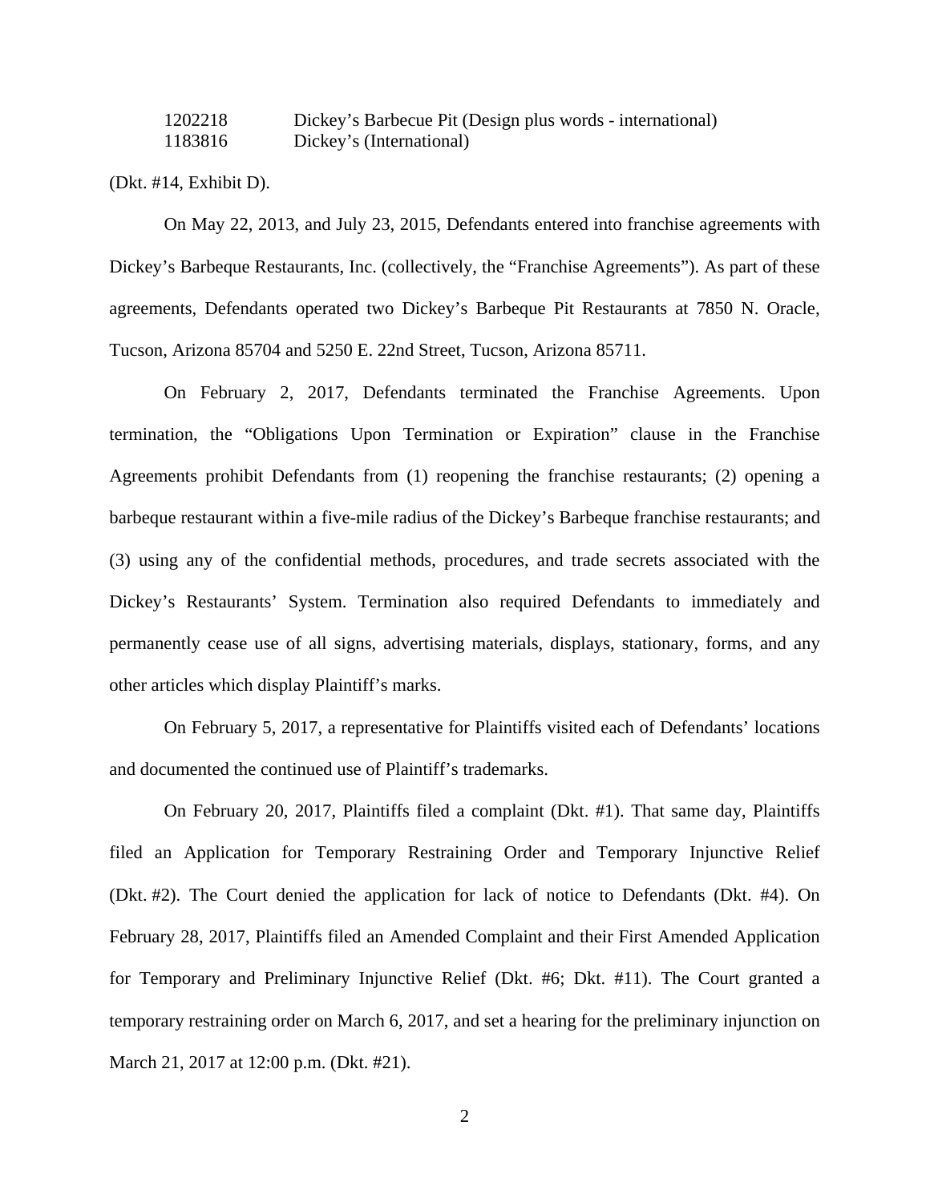| | |
|---|---|
| 1202218 | Dickey's Barbecue Pit (Design plus words - international) |
| 1183816 | Dickey's (International) |

(Dkt. #14, Exhibit D).

On May 22, 2013, and July 23, 2015, Defendants entered into franchise agreements with Dickey's Barbeque Restaurants, Inc. (collectively, the "Franchise Agreements"). As part of these agreements, Defendants operated two Dickey's Barbeque Pit Restaurants at 7850 N. Oracle, Tucson, Arizona 85704 and 5250 E. 22nd Street, Tucson, Arizona 85711.

On February 2, 2017, Defendants terminated the Franchise Agreements. Upon termination, the "Obligations Upon Termination or Expiration" clause in the Franchise Agreements prohibit Defendants from (1) reopening the franchise restaurants; (2) opening a barbeque restaurant within a five-mile radius of the Dickey's Barbeque franchise restaurants; and (3) using any of the confidential methods, procedures, and trade secrets associated with the Dickey's Restaurants' System. Termination also required Defendants to immediately and permanently cease use of all signs, advertising materials, displays, stationary, forms, and any other articles which display Plaintiff's marks.

On February 5, 2017, a representative for Plaintiffs visited each of Defendants' locations and documented the continued use of Plaintiff's trademarks.

On February 20, 2017, Plaintiffs filed a complaint (Dkt. #1). That same day, Plaintiffs filed an Application for Temporary Restraining Order and Temporary Injunctive Relief (Dkt. #2). The Court denied the application for lack of notice to Defendants (Dkt. #4). On February 28, 2017, Plaintiffs filed an Amended Complaint and their First Amended Application for Temporary and Preliminary Injunctive Relief (Dkt. #6; Dkt. #11). The Court granted a temporary restraining order on March 6, 2017, and set a hearing for the preliminary injunction on March 21, 2017 at 12:00 p.m. (Dkt. #21).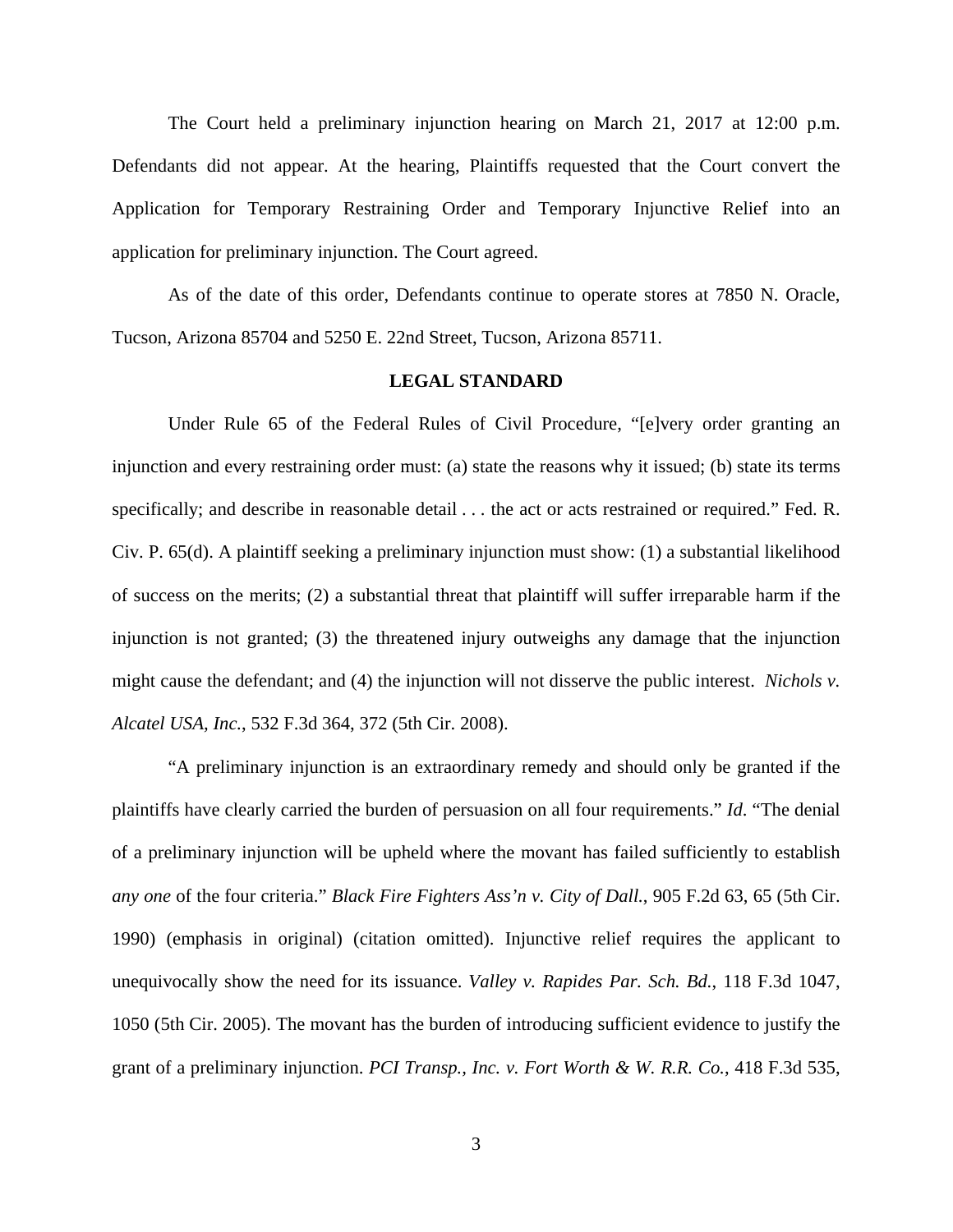The Court held a preliminary injunction hearing on March 21, 2017 at 12:00 p.m. Defendants did not appear. At the hearing, Plaintiffs requested that the Court convert the Application for Temporary Restraining Order and Temporary Injunctive Relief into an application for preliminary injunction. The Court agreed.

As of the date of this order, Defendants continue to operate stores at 7850 N. Oracle, Tucson, Arizona 85704 and 5250 E. 22nd Street, Tucson, Arizona 85711.

## LEGAL STANDARD

Under Rule 65 of the Federal Rules of Civil Procedure, "[e]very order granting an injunction and every restraining order must: (a) state the reasons why it issued; (b) state its terms specifically; and describe in reasonable detail . . . the act or acts restrained or required." Fed. R. Civ. P. 65(d). A plaintiff seeking a preliminary injunction must show: (1) a substantial likelihood of success on the merits; (2) a substantial threat that plaintiff will suffer irreparable harm if the injunction is not granted; (3) the threatened injury outweighs any damage that the injunction might cause the defendant; and (4) the injunction will not disserve the public interest. *Nichols v. Alcatel USA, Inc.*, 532 F.3d 364, 372 (5th Cir. 2008).

"A preliminary injunction is an extraordinary remedy and should only be granted if the plaintiffs have clearly carried the burden of persuasion on all four requirements." *Id*. "The denial of a preliminary injunction will be upheld where the movant has failed sufficiently to establish *any one* of the four criteria." *Black Fire Fighters Ass'n v. City of Dall.*, 905 F.2d 63, 65 (5th Cir. 1990) (emphasis in original) (citation omitted). Injunctive relief requires the applicant to unequivocally show the need for its issuance. *Valley v. Rapides Par. Sch. Bd.*, 118 F.3d 1047, 1050 (5th Cir. 2005). The movant has the burden of introducing sufficient evidence to justify the grant of a preliminary injunction. *PCI Transp., Inc. v. Fort Worth & W. R.R. Co.*, 418 F.3d 535,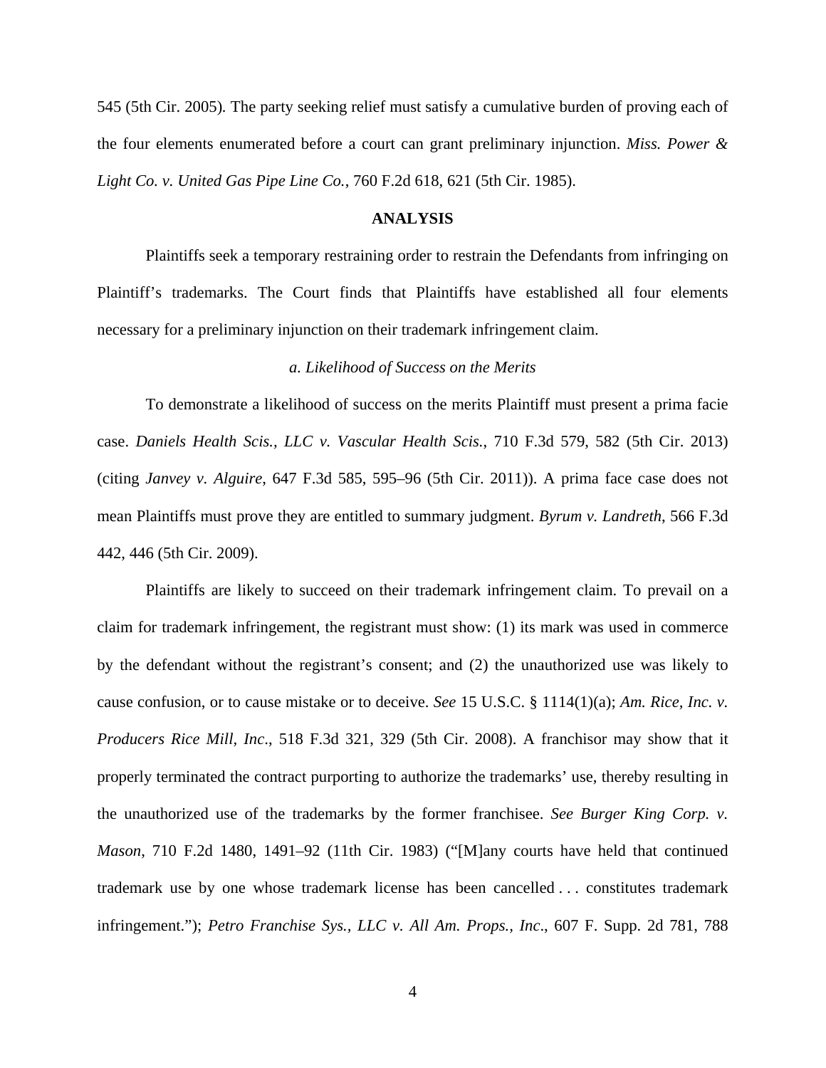545 (5th Cir. 2005). The party seeking relief must satisfy a cumulative burden of proving each of the four elements enumerated before a court can grant preliminary injunction. *Miss. Power & Light Co. v. United Gas Pipe Line Co.*, 760 F.2d 618, 621 (5th Cir. 1985).

**ANALYSIS**

Plaintiffs seek a temporary restraining order to restrain the Defendants from infringing on Plaintiff's trademarks. The Court finds that Plaintiffs have established all four elements necessary for a preliminary injunction on their trademark infringement claim.

*a. Likelihood of Success on the Merits*

To demonstrate a likelihood of success on the merits Plaintiff must present a prima facie case. *Daniels Health Scis., LLC v. Vascular Health Scis.*, 710 F.3d 579, 582 (5th Cir. 2013) (citing *Janvey v. Alguire*, 647 F.3d 585, 595–96 (5th Cir. 2011)). A prima face case does not mean Plaintiffs must prove they are entitled to summary judgment. *Byrum v. Landreth*, 566 F.3d 442, 446 (5th Cir. 2009).

Plaintiffs are likely to succeed on their trademark infringement claim. To prevail on a claim for trademark infringement, the registrant must show: (1) its mark was used in commerce by the defendant without the registrant's consent; and (2) the unauthorized use was likely to cause confusion, or to cause mistake or to deceive. *See* 15 U.S.C. § 1114(1)(a); *Am. Rice, Inc. v. Producers Rice Mill, Inc.*, 518 F.3d 321, 329 (5th Cir. 2008). A franchisor may show that it properly terminated the contract purporting to authorize the trademarks' use, thereby resulting in the unauthorized use of the trademarks by the former franchisee. *See Burger King Corp. v. Mason*, 710 F.2d 1480, 1491–92 (11th Cir. 1983) ("[M]any courts have held that continued trademark use by one whose trademark license has been cancelled . . . constitutes trademark infringement."); *Petro Franchise Sys., LLC v. All Am. Props., Inc.*, 607 F. Supp. 2d 781, 788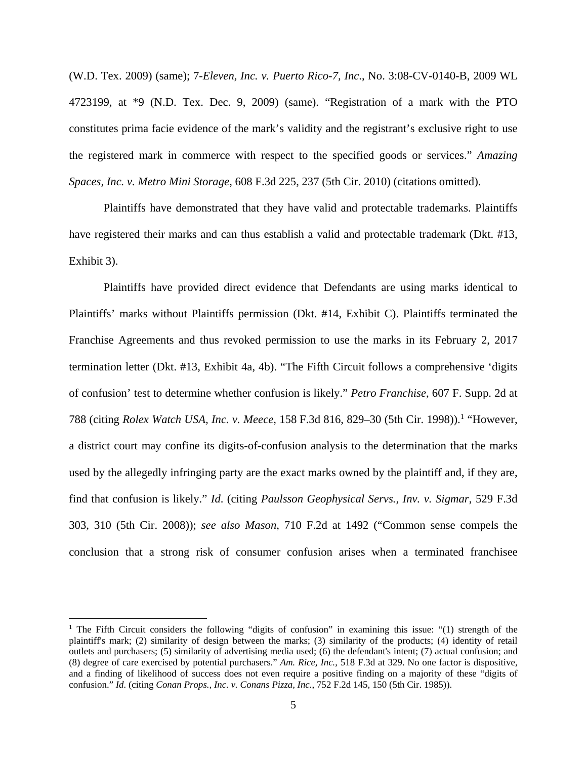(W.D. Tex. 2009) (same); *7-Eleven, Inc. v. Puerto Rico-7, Inc*., No. 3:08-CV-0140-B, 2009 WL 4723199, at *9 (N.D. Tex. Dec. 9, 2009) (same). "Registration of a mark with the PTO constitutes prima facie evidence of the mark's validity and the registrant's exclusive right to use the registered mark in commerce with respect to the specified goods or services." *Amazing Spaces, Inc. v. Metro Mini Storage*, 608 F.3d 225, 237 (5th Cir. 2010) (citations omitted).

Plaintiffs have demonstrated that they have valid and protectable trademarks. Plaintiffs have registered their marks and can thus establish a valid and protectable trademark (Dkt. #13, Exhibit 3).

Plaintiffs have provided direct evidence that Defendants are using marks identical to Plaintiffs' marks without Plaintiffs permission (Dkt. #14, Exhibit C). Plaintiffs terminated the Franchise Agreements and thus revoked permission to use the marks in its February 2, 2017 termination letter (Dkt. #13, Exhibit 4a, 4b). "The Fifth Circuit follows a comprehensive 'digits of confusion' test to determine whether confusion is likely." *Petro Franchise*, 607 F. Supp. 2d at 788 (citing *Rolex Watch USA, Inc. v. Meece*, 158 F.3d 816, 829–30 (5th Cir. 1998)).[1] "However, a district court may confine its digits-of-confusion analysis to the determination that the marks used by the allegedly infringing party are the exact marks owned by the plaintiff and, if they are, find that confusion is likely." *Id*. (citing *Paulsson Geophysical Servs., Inv. v. Sigmar*, 529 F.3d 303, 310 (5th Cir. 2008)); *see also Mason*, 710 F.2d at 1492 ("Common sense compels the conclusion that a strong risk of consumer confusion arises when a terminated franchisee

---

[1] The Fifth Circuit considers the following "digits of confusion" in examining this issue: "(1) strength of the plaintiff's mark; (2) similarity of design between the marks; (3) similarity of the products; (4) identity of retail outlets and purchasers; (5) similarity of advertising media used; (6) the defendant's intent; (7) actual confusion; and (8) degree of care exercised by potential purchasers." *Am. Rice, Inc.*, 518 F.3d at 329. No one factor is dispositive, and a finding of likelihood of success does not even require a positive finding on a majority of these "digits of confusion." *Id*. (citing *Conan Props., Inc. v. Conans Pizza, Inc.*, 752 F.2d 145, 150 (5th Cir. 1985)).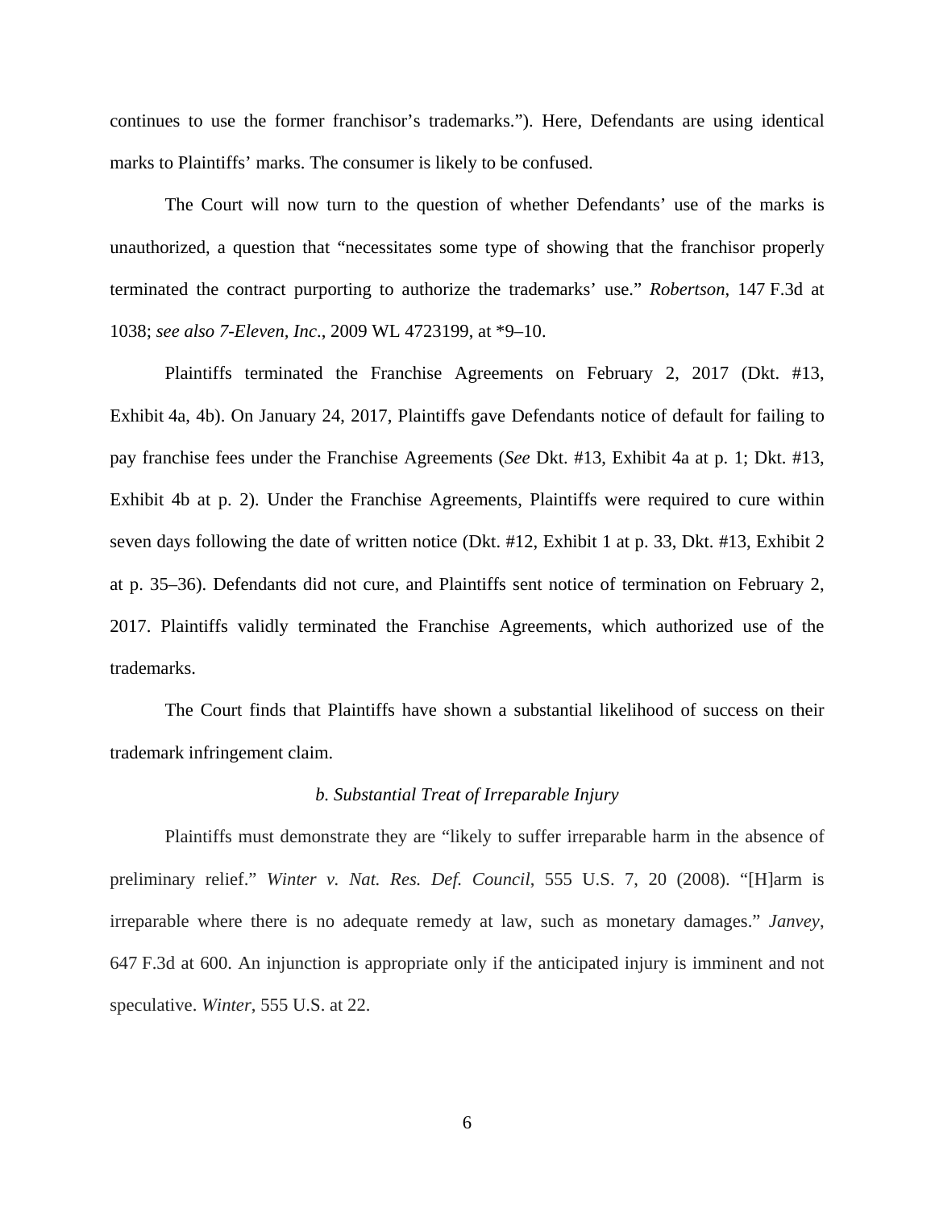continues to use the former franchisor's trademarks."). Here, Defendants are using identical marks to Plaintiffs' marks. The consumer is likely to be confused.

The Court will now turn to the question of whether Defendants' use of the marks is unauthorized, a question that "necessitates some type of showing that the franchisor properly terminated the contract purporting to authorize the trademarks' use." *Robertson*, 147 F.3d at 1038; *see also 7-Eleven, Inc*., 2009 WL 4723199, at *9–10.

Plaintiffs terminated the Franchise Agreements on February 2, 2017 (Dkt. #13, Exhibit 4a, 4b). On January 24, 2017, Plaintiffs gave Defendants notice of default for failing to pay franchise fees under the Franchise Agreements (*See* Dkt. #13, Exhibit 4a at p. 1; Dkt. #13, Exhibit 4b at p. 2). Under the Franchise Agreements, Plaintiffs were required to cure within seven days following the date of written notice (Dkt. #12, Exhibit 1 at p. 33, Dkt. #13, Exhibit 2 at p. 35–36). Defendants did not cure, and Plaintiffs sent notice of termination on February 2, 2017. Plaintiffs validly terminated the Franchise Agreements, which authorized use of the trademarks.

The Court finds that Plaintiffs have shown a substantial likelihood of success on their trademark infringement claim.

*b. Substantial Treat of Irreparable Injury*

Plaintiffs must demonstrate they are "likely to suffer irreparable harm in the absence of preliminary relief." *Winter v. Nat. Res. Def. Council*, 555 U.S. 7, 20 (2008). "[H]arm is irreparable where there is no adequate remedy at law, such as monetary damages." *Janvey*, 647 F.3d at 600. An injunction is appropriate only if the anticipated injury is imminent and not speculative. *Winter*, 555 U.S. at 22.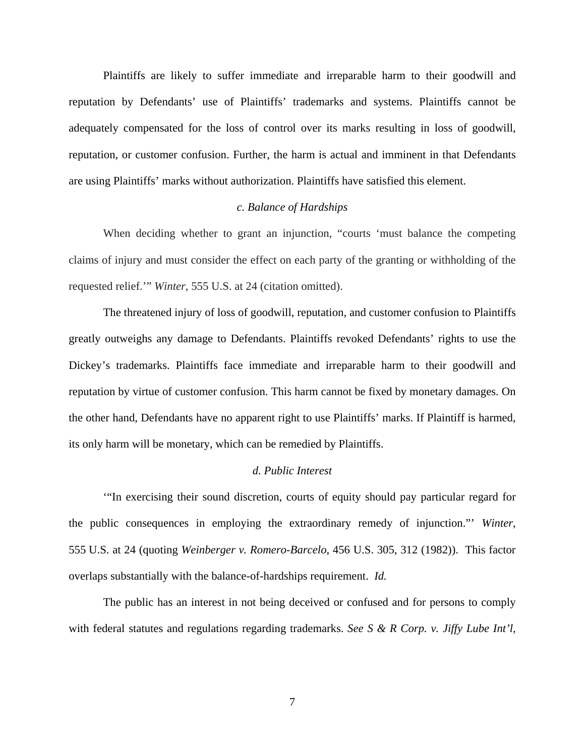Plaintiffs are likely to suffer immediate and irreparable harm to their goodwill and reputation by Defendants' use of Plaintiffs' trademarks and systems. Plaintiffs cannot be adequately compensated for the loss of control over its marks resulting in loss of goodwill, reputation, or customer confusion. Further, the harm is actual and imminent in that Defendants are using Plaintiffs' marks without authorization. Plaintiffs have satisfied this element.

*c. Balance of Hardships*

When deciding whether to grant an injunction, "courts 'must balance the competing claims of injury and must consider the effect on each party of the granting or withholding of the requested relief.'" *Winter*, 555 U.S. at 24 (citation omitted).

The threatened injury of loss of goodwill, reputation, and customer confusion to Plaintiffs greatly outweighs any damage to Defendants. Plaintiffs revoked Defendants' rights to use the Dickey's trademarks. Plaintiffs face immediate and irreparable harm to their goodwill and reputation by virtue of customer confusion. This harm cannot be fixed by monetary damages. On the other hand, Defendants have no apparent right to use Plaintiffs' marks. If Plaintiff is harmed, its only harm will be monetary, which can be remedied by Plaintiffs.

*d. Public Interest*

'"In exercising their sound discretion, courts of equity should pay particular regard for the public consequences in employing the extraordinary remedy of injunction."' *Winter*, 555 U.S. at 24 (quoting *Weinberger v. Romero-Barcelo*, 456 U.S. 305, 312 (1982)). This factor overlaps substantially with the balance-of-hardships requirement. *Id.*

The public has an interest in not being deceived or confused and for persons to comply with federal statutes and regulations regarding trademarks. *See S & R Corp. v. Jiffy Lube Int'l,*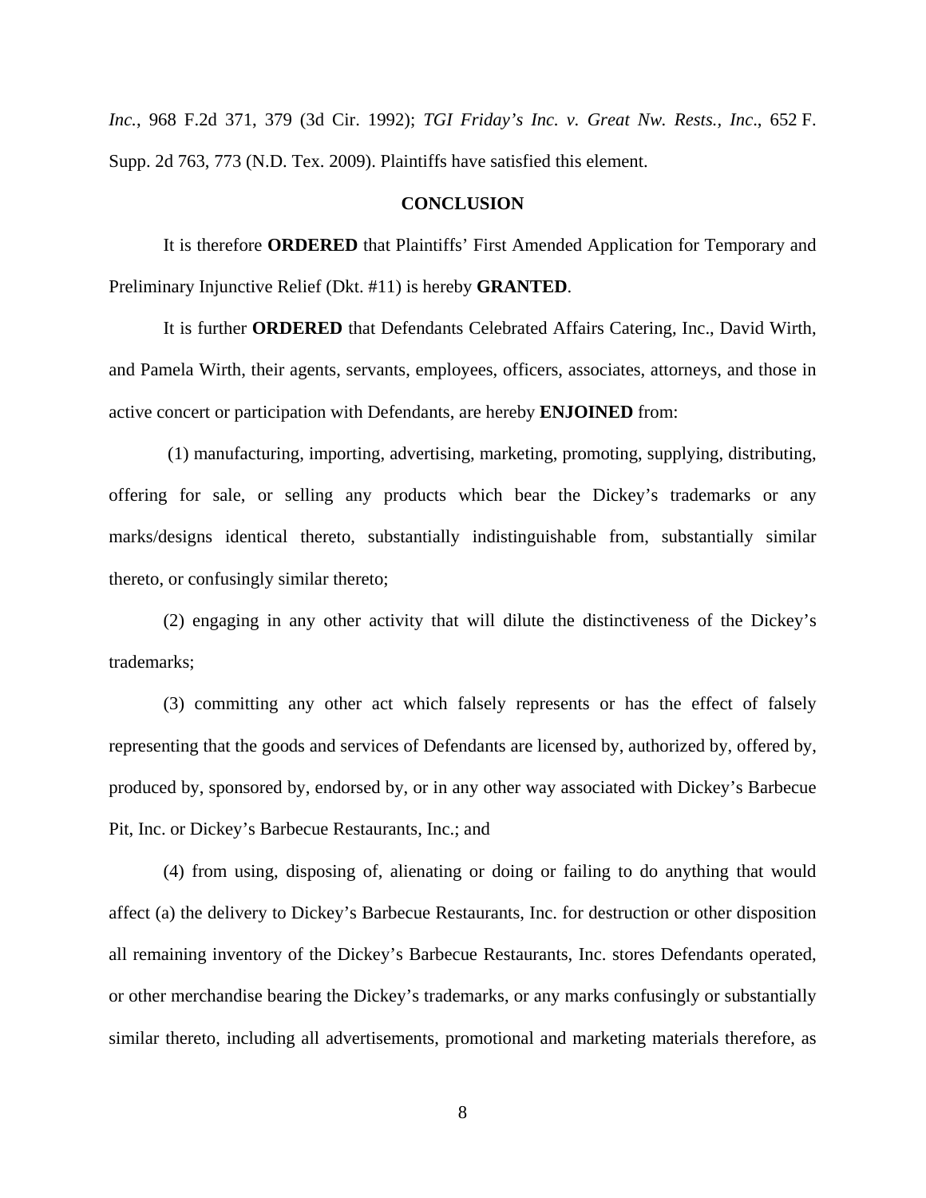*Inc.*, 968 F.2d 371, 379 (3d Cir. 1992); *TGI Friday's Inc. v. Great Nw. Rests., Inc*., 652 F. Supp. 2d 763, 773 (N.D. Tex. 2009). Plaintiffs have satisfied this element.

## CONCLUSION

It is therefore **ORDERED** that Plaintiffs' First Amended Application for Temporary and Preliminary Injunctive Relief (Dkt. #11) is hereby **GRANTED**.

It is further **ORDERED** that Defendants Celebrated Affairs Catering, Inc., David Wirth, and Pamela Wirth, their agents, servants, employees, officers, associates, attorneys, and those in active concert or participation with Defendants, are hereby **ENJOINED** from:

(1) manufacturing, importing, advertising, marketing, promoting, supplying, distributing, offering for sale, or selling any products which bear the Dickey's trademarks or any marks/designs identical thereto, substantially indistinguishable from, substantially similar thereto, or confusingly similar thereto;

(2) engaging in any other activity that will dilute the distinctiveness of the Dickey's trademarks;

(3) committing any other act which falsely represents or has the effect of falsely representing that the goods and services of Defendants are licensed by, authorized by, offered by, produced by, sponsored by, endorsed by, or in any other way associated with Dickey's Barbecue Pit, Inc. or Dickey's Barbecue Restaurants, Inc.; and

(4) from using, disposing of, alienating or doing or failing to do anything that would affect (a) the delivery to Dickey's Barbecue Restaurants, Inc. for destruction or other disposition all remaining inventory of the Dickey's Barbecue Restaurants, Inc. stores Defendants operated, or other merchandise bearing the Dickey's trademarks, or any marks confusingly or substantially similar thereto, including all advertisements, promotional and marketing materials therefore, as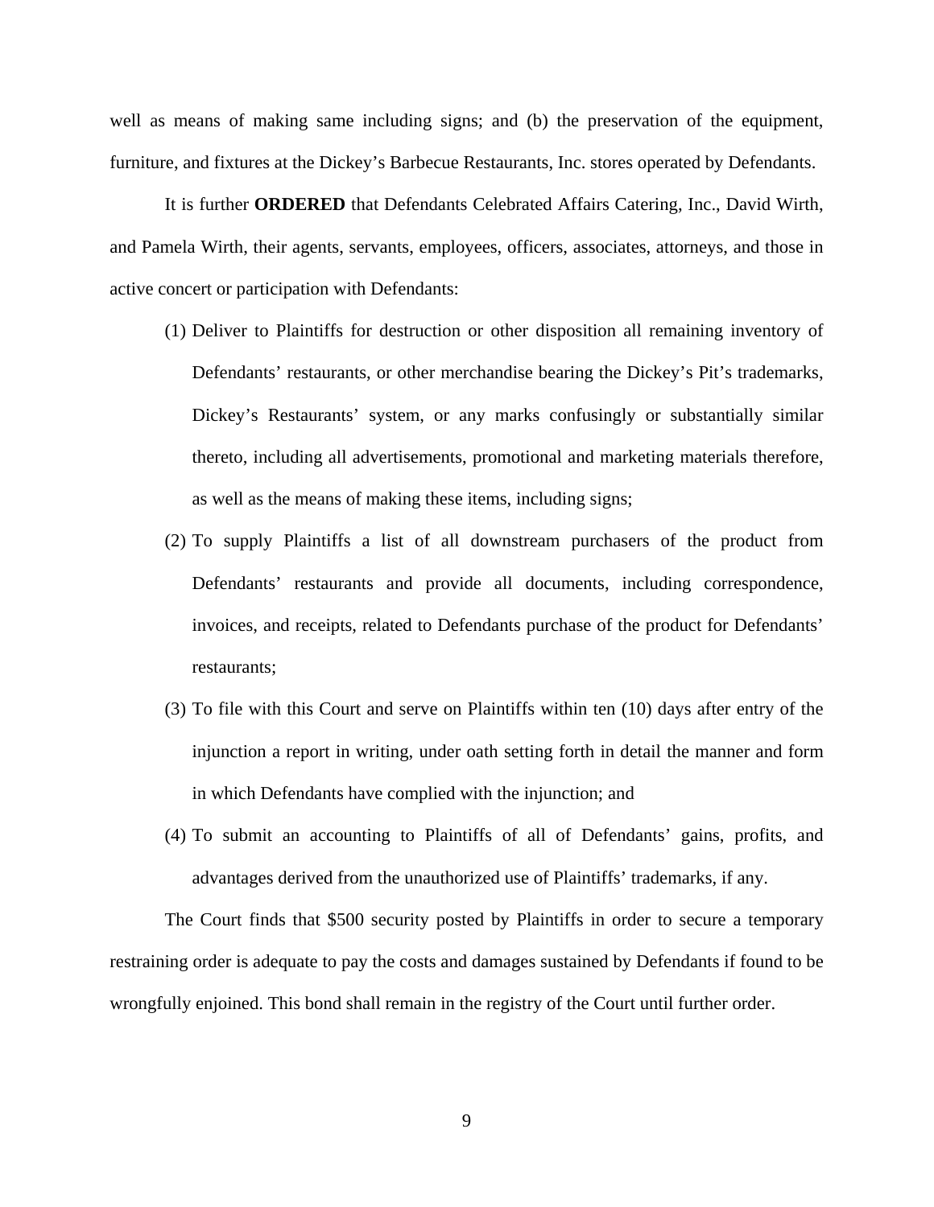well as means of making same including signs; and (b) the preservation of the equipment, furniture, and fixtures at the Dickey's Barbecue Restaurants, Inc. stores operated by Defendants.

It is further **ORDERED** that Defendants Celebrated Affairs Catering, Inc., David Wirth, and Pamela Wirth, their agents, servants, employees, officers, associates, attorneys, and those in active concert or participation with Defendants:

(1) Deliver to Plaintiffs for destruction or other disposition all remaining inventory of Defendants' restaurants, or other merchandise bearing the Dickey's Pit's trademarks, Dickey's Restaurants' system, or any marks confusingly or substantially similar thereto, including all advertisements, promotional and marketing materials therefore, as well as the means of making these items, including signs;

(2) To supply Plaintiffs a list of all downstream purchasers of the product from Defendants' restaurants and provide all documents, including correspondence, invoices, and receipts, related to Defendants purchase of the product for Defendants' restaurants;

(3) To file with this Court and serve on Plaintiffs within ten (10) days after entry of the injunction a report in writing, under oath setting forth in detail the manner and form in which Defendants have complied with the injunction; and

(4) To submit an accounting to Plaintiffs of all of Defendants' gains, profits, and advantages derived from the unauthorized use of Plaintiffs' trademarks, if any.

The Court finds that $500 security posted by Plaintiffs in order to secure a temporary restraining order is adequate to pay the costs and damages sustained by Defendants if found to be wrongfully enjoined. This bond shall remain in the registry of the Court until further order.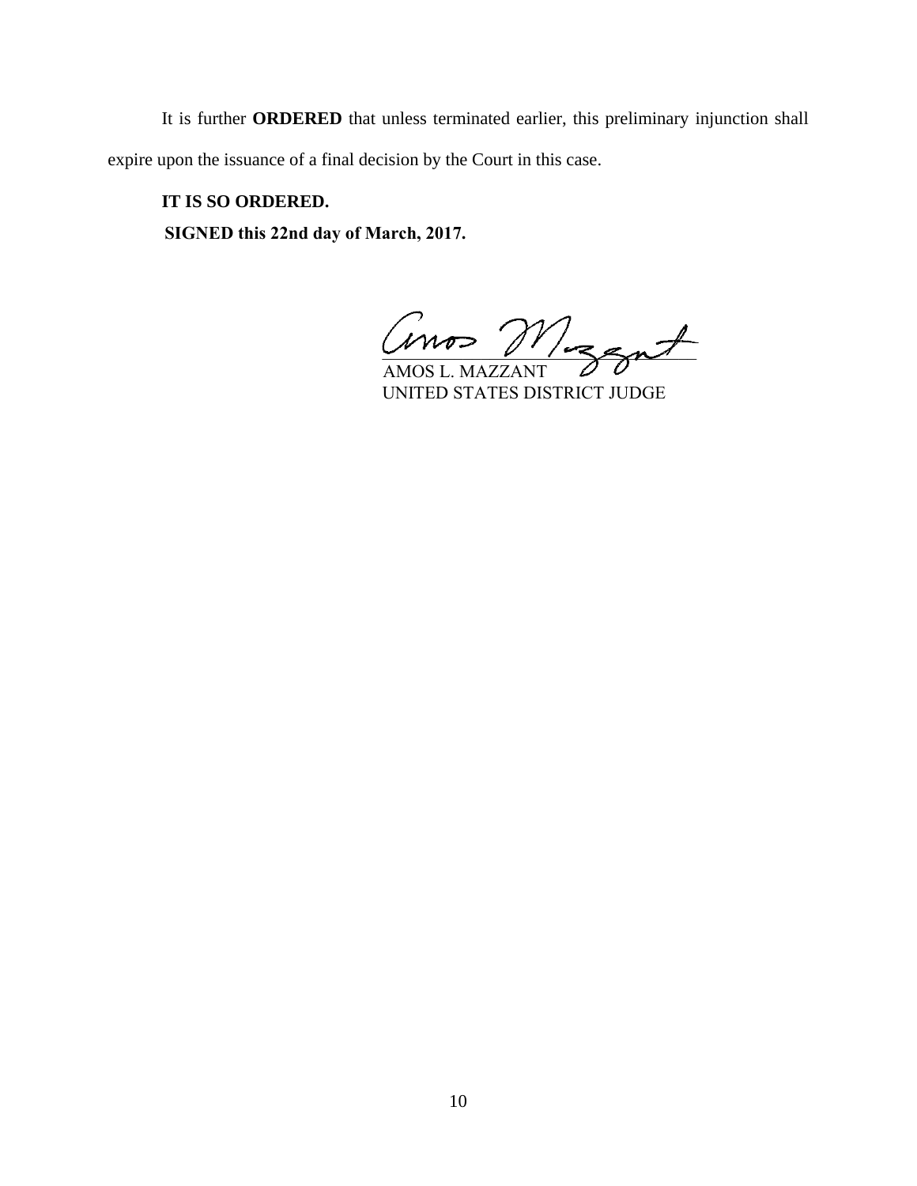It is further **ORDERED** that unless terminated earlier, this preliminary injunction shall expire upon the issuance of a final decision by the Court in this case.

**IT IS SO ORDERED.**

**SIGNED this 22nd day of March, 2017.**

AMOS L. MAZZANT
UNITED STATES DISTRICT JUDGE